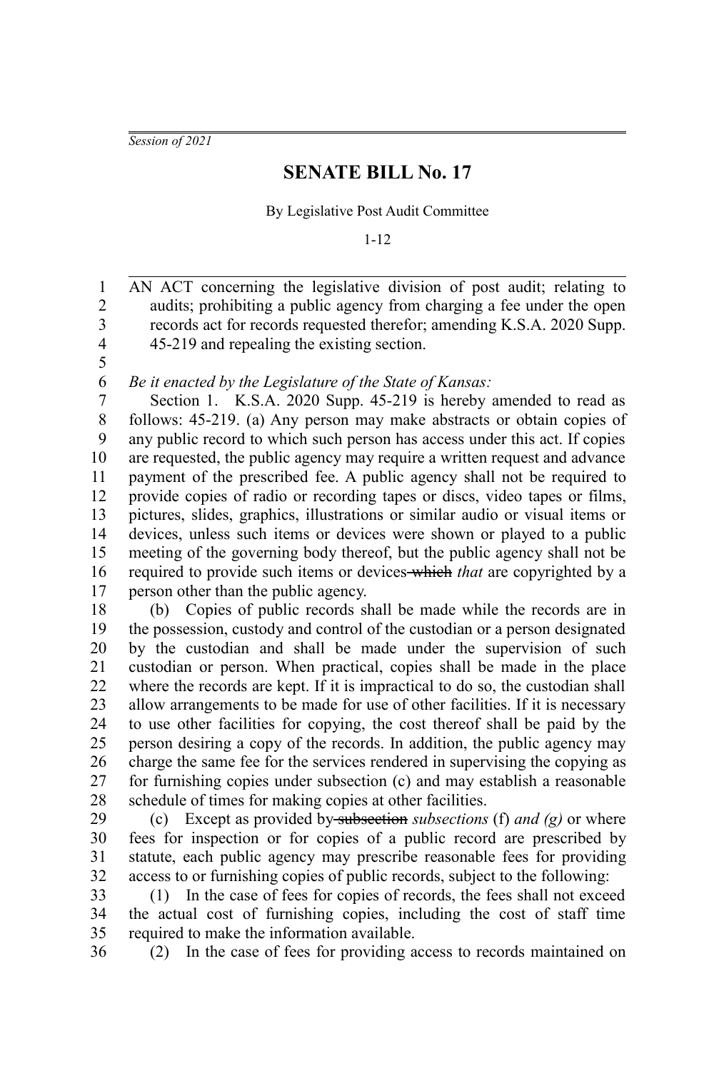*Session of 2021*

# SENATE BILL No. 17

By Legislative Post Audit Committee

1-12

AN ACT concerning the legislative division of post audit; relating to audits; prohibiting a public agency from charging a fee under the open records act for records requested therefor; amending K.S.A. 2020 Supp. 45-219 and repealing the existing section.

*Be it enacted by the Legislature of the State of Kansas:*

Section 1. K.S.A. 2020 Supp. 45-219 is hereby amended to read as follows: 45-219. (a) Any person may make abstracts or obtain copies of any public record to which such person has access under this act. If copies are requested, the public agency may require a written request and advance payment of the prescribed fee. A public agency shall not be required to provide copies of radio or recording tapes or discs, video tapes or films, pictures, slides, graphics, illustrations or similar audio or visual items or devices, unless such items or devices were shown or played to a public meeting of the governing body thereof, but the public agency shall not be required to provide such items or devices ~~which~~ *that* are copyrighted by a person other than the public agency.

(b) Copies of public records shall be made while the records are in the possession, custody and control of the custodian or a person designated by the custodian and shall be made under the supervision of such custodian or person. When practical, copies shall be made in the place where the records are kept. If it is impractical to do so, the custodian shall allow arrangements to be made for use of other facilities. If it is necessary to use other facilities for copying, the cost thereof shall be paid by the person desiring a copy of the records. In addition, the public agency may charge the same fee for the services rendered in supervising the copying as for furnishing copies under subsection (c) and may establish a reasonable schedule of times for making copies at other facilities.

(c) Except as provided by ~~subsection~~ *subsections* (f) *and (g)* or where fees for inspection or for copies of a public record are prescribed by statute, each public agency may prescribe reasonable fees for providing access to or furnishing copies of public records, subject to the following:

(1) In the case of fees for copies of records, the fees shall not exceed the actual cost of furnishing copies, including the cost of staff time required to make the information available.

(2) In the case of fees for providing access to records maintained on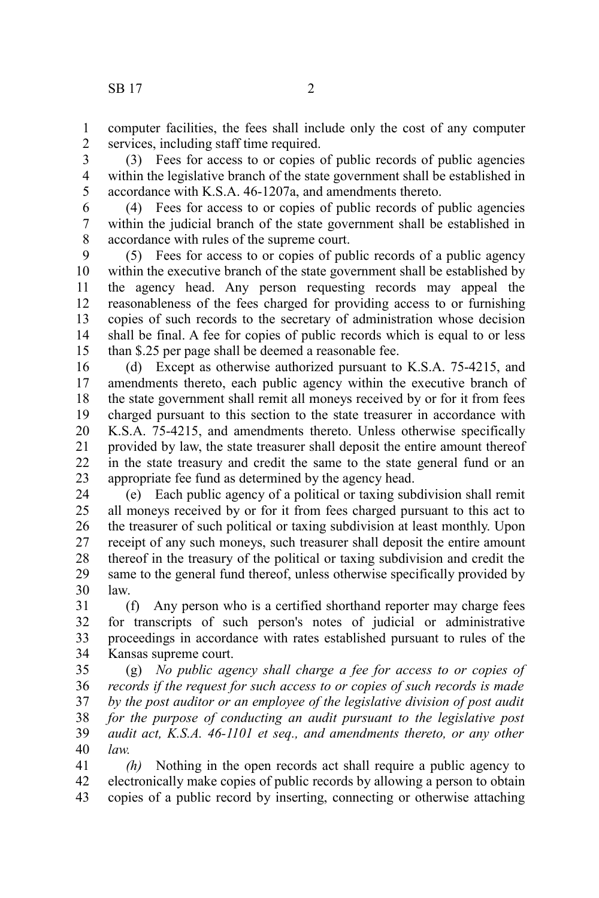computer facilities, the fees shall include only the cost of any computer services, including staff time required.

(3) Fees for access to or copies of public records of public agencies within the legislative branch of the state government shall be established in accordance with K.S.A. 46-1207a, and amendments thereto.

(4) Fees for access to or copies of public records of public agencies within the judicial branch of the state government shall be established in accordance with rules of the supreme court.

(5) Fees for access to or copies of public records of a public agency within the executive branch of the state government shall be established by the agency head. Any person requesting records may appeal the reasonableness of the fees charged for providing access to or furnishing copies of such records to the secretary of administration whose decision shall be final. A fee for copies of public records which is equal to or less than $.25 per page shall be deemed a reasonable fee.

(d) Except as otherwise authorized pursuant to K.S.A. 75-4215, and amendments thereto, each public agency within the executive branch of the state government shall remit all moneys received by or for it from fees charged pursuant to this section to the state treasurer in accordance with K.S.A. 75-4215, and amendments thereto. Unless otherwise specifically provided by law, the state treasurer shall deposit the entire amount thereof in the state treasury and credit the same to the state general fund or an appropriate fee fund as determined by the agency head.

(e) Each public agency of a political or taxing subdivision shall remit all moneys received by or for it from fees charged pursuant to this act to the treasurer of such political or taxing subdivision at least monthly. Upon receipt of any such moneys, such treasurer shall deposit the entire amount thereof in the treasury of the political or taxing subdivision and credit the same to the general fund thereof, unless otherwise specifically provided by law.

(f) Any person who is a certified shorthand reporter may charge fees for transcripts of such person's notes of judicial or administrative proceedings in accordance with rates established pursuant to rules of the Kansas supreme court.

(g) *No public agency shall charge a fee for access to or copies of records if the request for such access to or copies of such records is made by the post auditor or an employee of the legislative division of post audit for the purpose of conducting an audit pursuant to the legislative post audit act, K.S.A. 46-1101 et seq., and amendments thereto, or any other law.*

*(h)* Nothing in the open records act shall require a public agency to electronically make copies of public records by allowing a person to obtain copies of a public record by inserting, connecting or otherwise attaching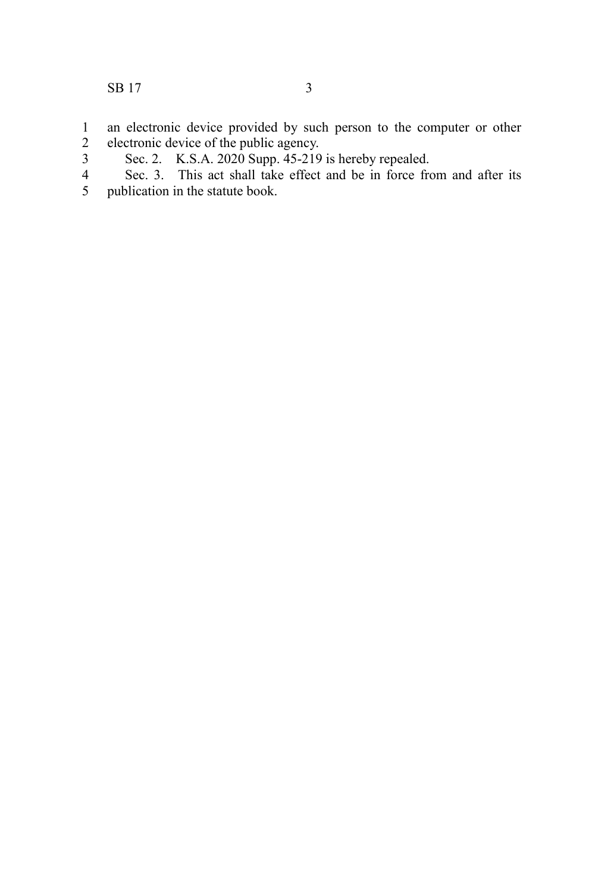an electronic device provided by such person to the computer or other electronic device of the public agency.

Sec. 2. K.S.A. 2020 Supp. 45-219 is hereby repealed.

Sec. 3. This act shall take effect and be in force from and after its publication in the statute book.